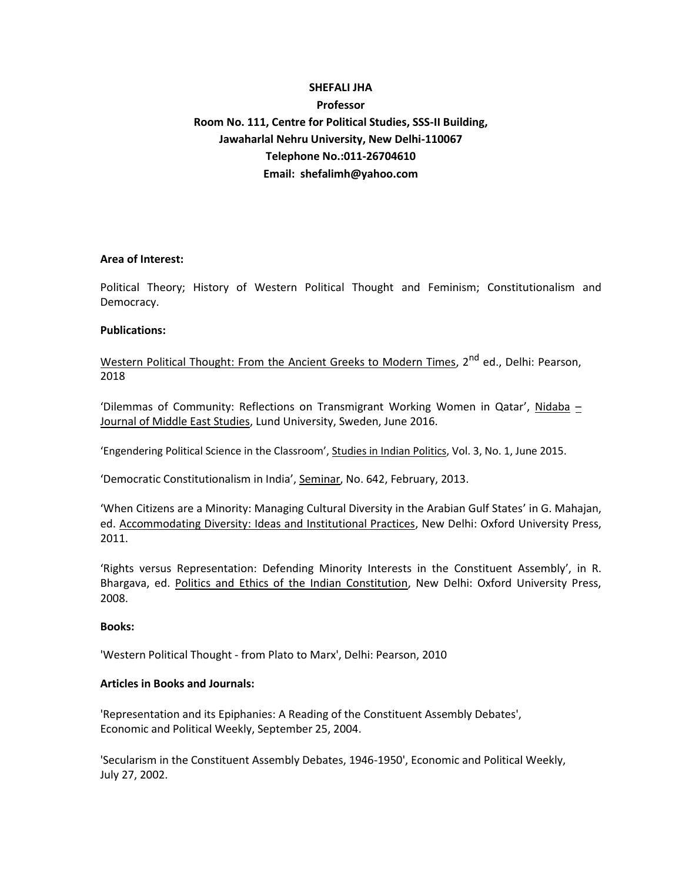**SHEFALI JHA**

**Professor**

**Room No. 111, Centre for Political Studies, SSS-II Building,**

**Jawaharlal Nehru University, New Delhi-110067**

**Telephone No.:011-26704610**

**Email: shefalimh@yahoo.com**

**Area of Interest:**

Political Theory; History of Western Political Thought and Feminism; Constitutionalism and Democracy.

**Publications:**

Western Political Thought: From the Ancient Greeks to Modern Times, 2nd ed., Delhi: Pearson, 2018

'Dilemmas of Community: Reflections on Transmigrant Working Women in Qatar', Nidaba – Journal of Middle East Studies, Lund University, Sweden, June 2016.

'Engendering Political Science in the Classroom', Studies in Indian Politics, Vol. 3, No. 1, June 2015.

'Democratic Constitutionalism in India', Seminar, No. 642, February, 2013.

'When Citizens are a Minority: Managing Cultural Diversity in the Arabian Gulf States' in G. Mahajan, ed. Accommodating Diversity: Ideas and Institutional Practices, New Delhi: Oxford University Press, 2011.

'Rights versus Representation: Defending Minority Interests in the Constituent Assembly', in R. Bhargava, ed. Politics and Ethics of the Indian Constitution, New Delhi: Oxford University Press, 2008.

**Books:**

'Western Political Thought - from Plato to Marx', Delhi: Pearson, 2010

**Articles in Books and Journals:**

'Representation and its Epiphanies: A Reading of the Constituent Assembly Debates', Economic and Political Weekly, September 25, 2004.

'Secularism in the Constituent Assembly Debates, 1946-1950', Economic and Political Weekly, July 27, 2002.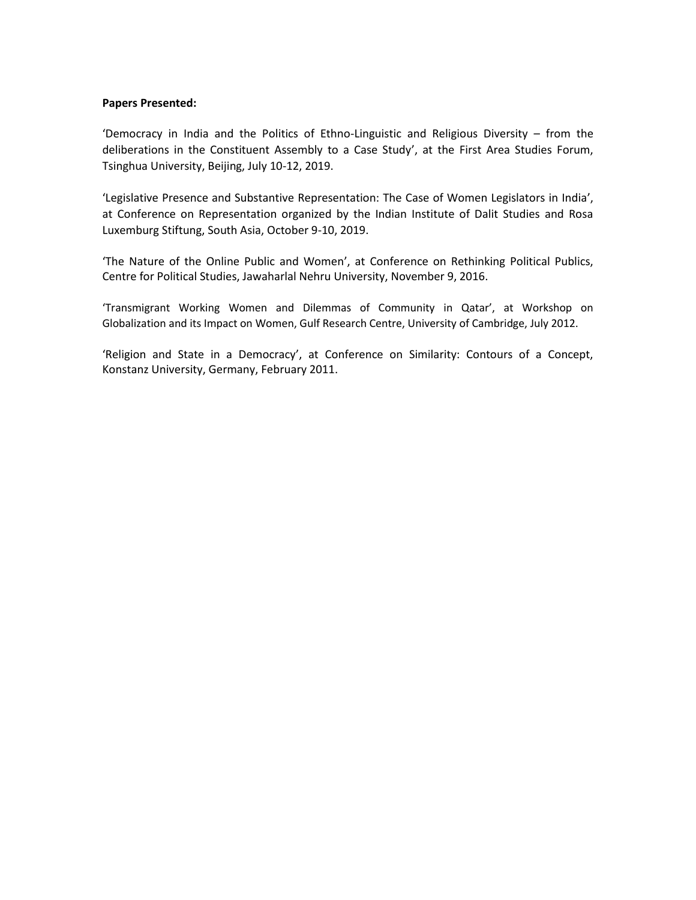**Papers Presented:**

'Democracy in India and the Politics of Ethno-Linguistic and Religious Diversity – from the deliberations in the Constituent Assembly to a Case Study', at the First Area Studies Forum, Tsinghua University, Beijing, July 10-12, 2019.

'Legislative Presence and Substantive Representation: The Case of Women Legislators in India', at Conference on Representation organized by the Indian Institute of Dalit Studies and Rosa Luxemburg Stiftung, South Asia, October 9-10, 2019.

'The Nature of the Online Public and Women', at Conference on Rethinking Political Publics, Centre for Political Studies, Jawaharlal Nehru University, November 9, 2016.

'Transmigrant Working Women and Dilemmas of Community in Qatar', at Workshop on Globalization and its Impact on Women, Gulf Research Centre, University of Cambridge, July 2012.

'Religion and State in a Democracy', at Conference on Similarity: Contours of a Concept, Konstanz University, Germany, February 2011.